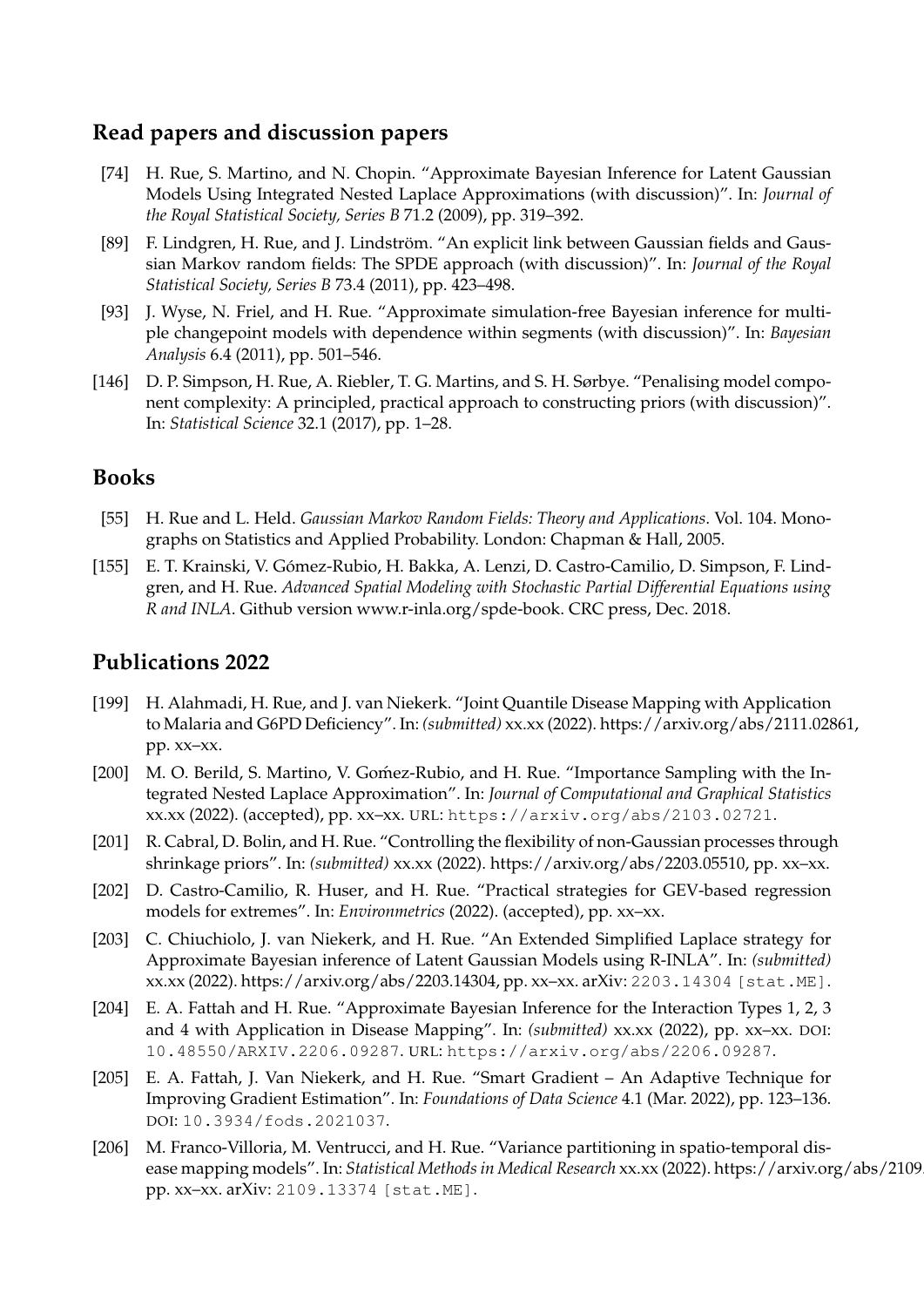## Read papers and discussion papers

[74] H. Rue, S. Martino, and N. Chopin. "Approximate Bayesian Inference for Latent Gaussian Models Using Integrated Nested Laplace Approximations (with discussion)". In: *Journal of the Royal Statistical Society, Series B* 71.2 (2009), pp. 319–392.

[89] F. Lindgren, H. Rue, and J. Lindström. "An explicit link between Gaussian fields and Gaussian Markov random fields: The SPDE approach (with discussion)". In: *Journal of the Royal Statistical Society, Series B* 73.4 (2011), pp. 423–498.

[93] J. Wyse, N. Friel, and H. Rue. "Approximate simulation-free Bayesian inference for multiple changepoint models with dependence within segments (with discussion)". In: *Bayesian Analysis* 6.4 (2011), pp. 501–546.

[146] D. P. Simpson, H. Rue, A. Riebler, T. G. Martins, and S. H. Sørbye. "Penalising model component complexity: A principled, practical approach to constructing priors (with discussion)". In: *Statistical Science* 32.1 (2017), pp. 1–28.

## Books

[55] H. Rue and L. Held. *Gaussian Markov Random Fields: Theory and Applications*. Vol. 104. Monographs on Statistics and Applied Probability. London: Chapman & Hall, 2005.

[155] E. T. Krainski, V. Gómez-Rubio, H. Bakka, A. Lenzi, D. Castro-Camilio, D. Simpson, F. Lindgren, and H. Rue. *Advanced Spatial Modeling with Stochastic Partial Differential Equations using R and INLA*. Github version www.r-inla.org/spde-book. CRC press, Dec. 2018.

## Publications 2022

[199] H. Alahmadi, H. Rue, and J. van Niekerk. "Joint Quantile Disease Mapping with Application to Malaria and G6PD Deficiency". In: *(submitted)* xx.xx (2022). https://arxiv.org/abs/2111.02861, pp. xx–xx.

[200] M. O. Berild, S. Martino, V. Goḿez-Rubio, and H. Rue. "Importance Sampling with the Integrated Nested Laplace Approximation". In: *Journal of Computational and Graphical Statistics* xx.xx (2022). (accepted), pp. xx–xx. URL: https://arxiv.org/abs/2103.02721.

[201] R. Cabral, D. Bolin, and H. Rue. "Controlling the flexibility of non-Gaussian processes through shrinkage priors". In: *(submitted)* xx.xx (2022). https://arxiv.org/abs/2203.05510, pp. xx–xx.

[202] D. Castro-Camilio, R. Huser, and H. Rue. "Practical strategies for GEV-based regression models for extremes". In: *Environmetrics* (2022). (accepted), pp. xx–xx.

[203] C. Chiuchiolo, J. van Niekerk, and H. Rue. "An Extended Simplified Laplace strategy for Approximate Bayesian inference of Latent Gaussian Models using R-INLA". In: *(submitted)* xx.xx (2022). https://arxiv.org/abs/2203.14304, pp. xx–xx. arXiv: 2203.14304 [stat.ME].

[204] E. A. Fattah and H. Rue. "Approximate Bayesian Inference for the Interaction Types 1, 2, 3 and 4 with Application in Disease Mapping". In: *(submitted)* xx.xx (2022), pp. xx–xx. DOI: 10.48550/ARXIV.2206.09287. URL: https://arxiv.org/abs/2206.09287.

[205] E. A. Fattah, J. Van Niekerk, and H. Rue. "Smart Gradient – An Adaptive Technique for Improving Gradient Estimation". In: *Foundations of Data Science* 4.1 (Mar. 2022), pp. 123–136. DOI: 10.3934/fods.2021037.

[206] M. Franco-Villoria, M. Ventrucci, and H. Rue. "Variance partitioning in spatio-temporal disease mapping models". In: *Statistical Methods in Medical Research* xx.xx (2022). https://arxiv.org/abs/2109. pp. xx–xx. arXiv: 2109.13374 [stat.ME].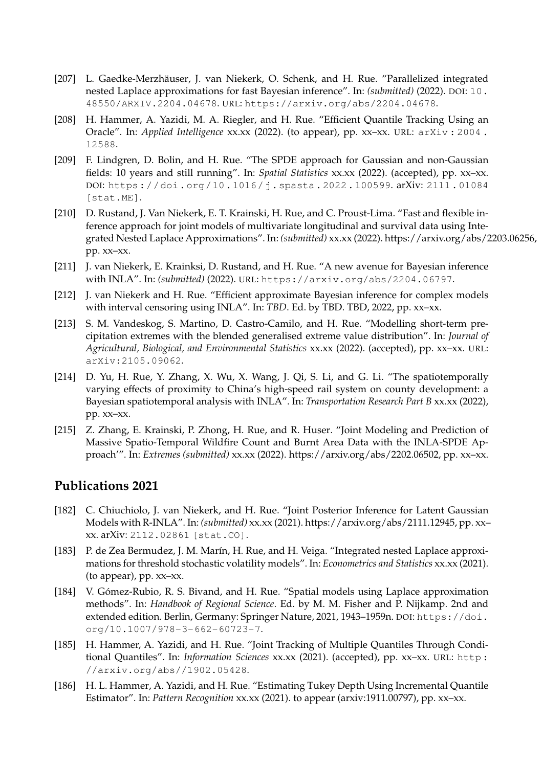- [207] L. Gaedke-Merzhäuser, J. van Niekerk, O. Schenk, and H. Rue. “Parallelized integrated nested Laplace approximations for fast Bayesian inference”. In: *(submitted)* (2022). DOI: 10.48550/ARXIV.2204.04678. URL: https://arxiv.org/abs/2204.04678.
- [208] H. Hammer, A. Yazidi, M. A. Riegler, and H. Rue. “Efficient Quantile Tracking Using an Oracle”. In: *Applied Intelligence* xx.xx (2022). (to appear), pp. xx–xx. URL: arXiv:2004.12588.
- [209] F. Lindgren, D. Bolin, and H. Rue. “The SPDE approach for Gaussian and non-Gaussian fields: 10 years and still running”. In: *Spatial Statistics* xx.xx (2022). (accepted), pp. xx–xx. DOI: https://doi.org/10.1016/j.spasta.2022.100599. arXiv: 2111.01084 [stat.ME].
- [210] D. Rustand, J. Van Niekerk, E. T. Krainski, H. Rue, and C. Proust-Lima. “Fast and flexible inference approach for joint models of multivariate longitudinal and survival data using Integrated Nested Laplace Approximations”. In: *(submitted)* xx.xx (2022). https://arxiv.org/abs/2203.06256, pp. xx–xx.
- [211] J. van Niekerk, E. Krainksi, D. Rustand, and H. Rue. “A new avenue for Bayesian inference with INLA”. In: *(submitted)* (2022). URL: https://arxiv.org/abs/2204.06797.
- [212] J. van Niekerk and H. Rue. “Efficient approximate Bayesian inference for complex models with interval censoring using INLA”. In: *TBD*. Ed. by TBD. TBD, 2022, pp. xx–xx.
- [213] S. M. Vandeskog, S. Martino, D. Castro-Camilo, and H. Rue. “Modelling short-term precipitation extremes with the blended generalised extreme value distribution”. In: *Journal of Agricultural, Biological, and Environmental Statistics* xx.xx (2022). (accepted), pp. xx–xx. URL: arXiv:2105.09062.
- [214] D. Yu, H. Rue, Y. Zhang, X. Wu, X. Wang, J. Qi, S. Li, and G. Li. “The spatiotemporally varying effects of proximity to China’s high-speed rail system on county development: a Bayesian spatiotemporal analysis with INLA”. In: *Transportation Research Part B* xx.xx (2022), pp. xx–xx.
- [215] Z. Zhang, E. Krainski, P. Zhong, H. Rue, and R. Huser. “Joint Modeling and Prediction of Massive Spatio-Temporal Wildfire Count and Burnt Area Data with the INLA-SPDE Approach’”. In: *Extremes (submitted)* xx.xx (2022). https://arxiv.org/abs/2202.06502, pp. xx–xx.

## Publications 2021

- [182] C. Chiuchiolo, J. van Niekerk, and H. Rue. “Joint Posterior Inference for Latent Gaussian Models with R-INLA”. In: *(submitted)* xx.xx (2021). https://arxiv.org/abs/2111.12945, pp. xx–xx. arXiv: 2112.02861 [stat.CO].
- [183] P. de Zea Bermudez, J. M. Marín, H. Rue, and H. Veiga. “Integrated nested Laplace approximations for threshold stochastic volatility models”. In: *Econometrics and Statistics* xx.xx (2021). (to appear), pp. xx–xx.
- [184] V. Gómez-Rubio, R. S. Bivand, and H. Rue. “Spatial models using Laplace approximation methods”. In: *Handbook of Regional Science*. Ed. by M. M. Fisher and P. Nijkamp. 2nd and extended edition. Berlin, Germany: Springer Nature, 2021, 1943–1959n. DOI: https://doi.org/10.1007/978-3-662-60723-7.
- [185] H. Hammer, A. Yazidi, and H. Rue. “Joint Tracking of Multiple Quantiles Through Conditional Quantiles”. In: *Information Sciences* xx.xx (2021). (accepted), pp. xx–xx. URL: http://arxiv.org/abs//1902.05428.
- [186] H. L. Hammer, A. Yazidi, and H. Rue. “Estimating Tukey Depth Using Incremental Quantile Estimator”. In: *Pattern Recognition* xx.xx (2021). to appear (arxiv:1911.00797), pp. xx–xx.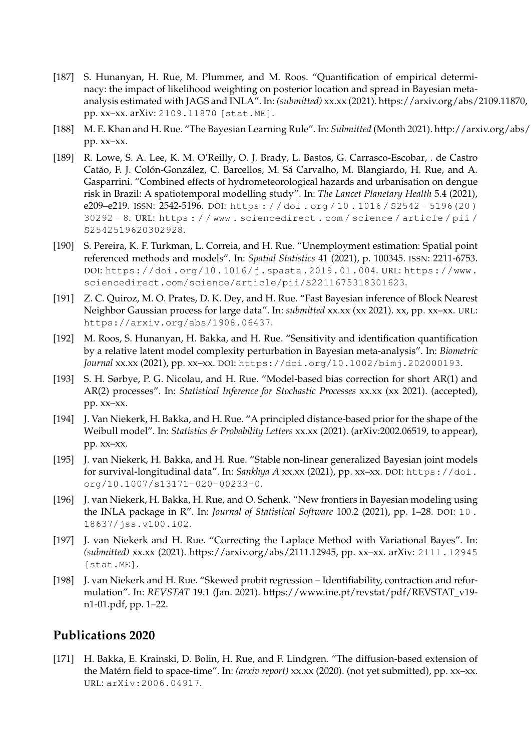[187] S. Hunanyan, H. Rue, M. Plummer, and M. Roos. "Quantification of empirical determinacy: the impact of likelihood weighting on posterior location and spread in Bayesian meta-analysis estimated with JAGS and INLA". In: *(submitted)* xx.xx (2021). https://arxiv.org/abs/2109.11870, pp. xx–xx. arXiv: 2109.11870 [stat.ME].

[188] M. E. Khan and H. Rue. "The Bayesian Learning Rule". In: *Submitted* (Month 2021). http://arxiv.org/abs/ pp. xx–xx.

[189] R. Lowe, S. A. Lee, K. M. O'Reilly, O. J. Brady, L. Bastos, G. Carrasco-Escobar, . de Castro Catão, F. J. Colón-González, C. Barcellos, M. Sá Carvalho, M. Blangiardo, H. Rue, and A. Gasparrini. "Combined effects of hydrometeorological hazards and urbanisation on dengue risk in Brazil: A spatiotemporal modelling study". In: *The Lancet Planetary Health* 5.4 (2021), e209–e219. ISSN: 2542-5196. DOI: https://doi.org/10.1016/S2542-5196(20)30292-8. URL: https://www.sciencedirect.com/science/article/pii/S2542519620302928.

[190] S. Pereira, K. F. Turkman, L. Correia, and H. Rue. "Unemployment estimation: Spatial point referenced methods and models". In: *Spatial Statistics* 41 (2021), p. 100345. ISSN: 2211-6753. DOI: https://doi.org/10.1016/j.spasta.2019.01.004. URL: https://www.sciencedirect.com/science/article/pii/S2211675318301623.

[191] Z. C. Quiroz, M. O. Prates, D. K. Dey, and H. Rue. "Fast Bayesian inference of Block Nearest Neighbor Gaussian process for large data". In: *submitted* xx.xx (xx 2021). xx, pp. xx–xx. URL: https://arxiv.org/abs/1908.06437.

[192] M. Roos, S. Hunanyan, H. Bakka, and H. Rue. "Sensitivity and identification quantification by a relative latent model complexity perturbation in Bayesian meta-analysis". In: *Biometric Journal* xx.xx (2021), pp. xx–xx. DOI: https://doi.org/10.1002/bimj.202000193.

[193] S. H. Sørbye, P. G. Nicolau, and H. Rue. "Model-based bias correction for short AR(1) and AR(2) processes". In: *Statistical Inference for Stochastic Processes* xx.xx (xx 2021). (accepted), pp. xx–xx.

[194] J. Van Niekerk, H. Bakka, and H. Rue. "A principled distance-based prior for the shape of the Weibull model". In: *Statistics & Probability Letters* xx.xx (2021). (arXiv:2002.06519, to appear), pp. xx–xx.

[195] J. van Niekerk, H. Bakka, and H. Rue. "Stable non-linear generalized Bayesian joint models for survival-longitudinal data". In: *Sankhya A* xx.xx (2021), pp. xx–xx. DOI: https://doi.org/10.1007/s13171-020-00233-0.

[196] J. van Niekerk, H. Bakka, H. Rue, and O. Schenk. "New frontiers in Bayesian modeling using the INLA package in R". In: *Journal of Statistical Software* 100.2 (2021), pp. 1–28. DOI: 10.18637/jss.v100.i02.

[197] J. van Niekerk and H. Rue. "Correcting the Laplace Method with Variational Bayes". In: *(submitted)* xx.xx (2021). https://arxiv.org/abs/2111.12945, pp. xx–xx. arXiv: 2111.12945 [stat.ME].

[198] J. van Niekerk and H. Rue. "Skewed probit regression – Identifiability, contraction and reformulation". In: *REVSTAT* 19.1 (Jan. 2021). https://www.ine.pt/revstat/pdf/REVSTAT_v19-n1-01.pdf, pp. 1–22.

## Publications 2020

[171] H. Bakka, E. Krainski, D. Bolin, H. Rue, and F. Lindgren. "The diffusion-based extension of the Matérn field to space-time". In: *(arxiv report)* xx.xx (2020). (not yet submitted), pp. xx–xx. URL: arXiv:2006.04917.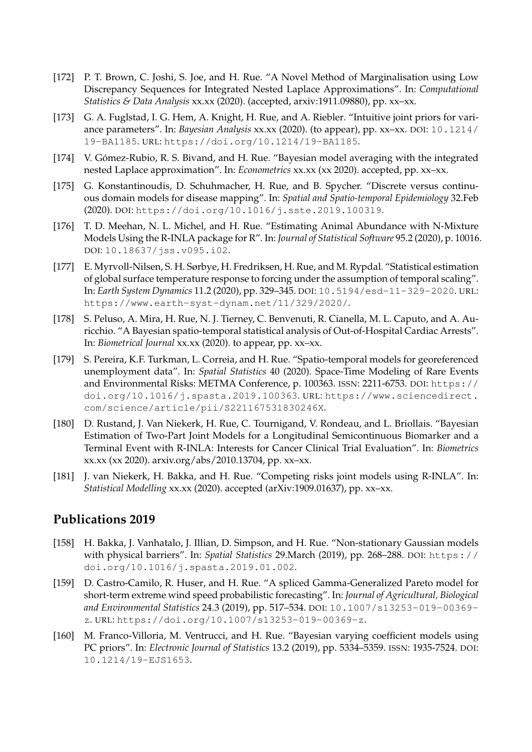- [172] P. T. Brown, C. Joshi, S. Joe, and H. Rue. "A Novel Method of Marginalisation using Low Discrepancy Sequences for Integrated Nested Laplace Approximations". In: *Computational Statistics & Data Analysis* xx.xx (2020). (accepted, arxiv:1911.09880), pp. xx–xx.
- [173] G. A. Fuglstad, I. G. Hem, A. Knight, H. Rue, and A. Riebler. "Intuitive joint priors for variance parameters". In: *Bayesian Analysis* xx.xx (2020). (to appear), pp. xx–xx. DOI: `10.1214/19-BA1185`. URL: `https://doi.org/10.1214/19-BA1185`.
- [174] V. Gómez-Rubio, R. S. Bivand, and H. Rue. "Bayesian model averaging with the integrated nested Laplace approximation". In: *Econometrics* xx.xx (xx 2020). accepted, pp. xx–xx.
- [175] G. Konstantinoudis, D. Schuhmacher, H. Rue, and B. Spycher. "Discrete versus continuous domain models for disease mapping". In: *Spatial and Spatio-temporal Epidemiology* 32.Feb (2020). DOI: `https://doi.org/10.1016/j.sste.2019.100319`.
- [176] T. D. Meehan, N. L. Michel, and H. Rue. "Estimating Animal Abundance with N-Mixture Models Using the R-INLA package for R". In: *Journal of Statistical Software* 95.2 (2020), p. 10016. DOI: `10.18637/jss.v095.i02`.
- [177] E. Myrvoll-Nilsen, S. H. Sørbye, H. Fredriksen, H. Rue, and M. Rypdal. "Statistical estimation of global surface temperature response to forcing under the assumption of temporal scaling". In: *Earth System Dynamics* 11.2 (2020), pp. 329–345. DOI: `10.5194/esd-11-329-2020`. URL: `https://www.earth-syst-dynam.net/11/329/2020/`.
- [178] S. Peluso, A. Mira, H. Rue, N. J. Tierney, C. Benvenuti, R. Cianella, M. L. Caputo, and A. Auricchio. "A Bayesian spatio-temporal statistical analysis of Out-of-Hospital Cardiac Arrests". In: *Biometrical Journal* xx.xx (2020). to appear, pp. xx–xx.
- [179] S. Pereira, K.F. Turkman, L. Correia, and H. Rue. "Spatio-temporal models for georeferenced unemployment data". In: *Spatial Statistics* 40 (2020). Space-Time Modeling of Rare Events and Environmental Risks: METMA Conference, p. 100363. ISSN: 2211-6753. DOI: `https://doi.org/10.1016/j.spasta.2019.100363`. URL: `https://www.sciencedirect.com/science/article/pii/S221167531830246X`.
- [180] D. Rustand, J. Van Niekerk, H. Rue, C. Tournigand, V. Rondeau, and L. Briollais. "Bayesian Estimation of Two-Part Joint Models for a Longitudinal Semicontinuous Biomarker and a Terminal Event with R-INLA: Interests for Cancer Clinical Trial Evaluation". In: *Biometrics* xx.xx (xx 2020). arxiv.org/abs/2010.13704, pp. xx–xx.
- [181] J. van Niekerk, H. Bakka, and H. Rue. "Competing risks joint models using R-INLA". In: *Statistical Modelling* xx.xx (2020). accepted (arXiv:1909.01637), pp. xx–xx.

## Publications 2019

- [158] H. Bakka, J. Vanhatalo, J. Illian, D. Simpson, and H. Rue. "Non-stationary Gaussian models with physical barriers". In: *Spatial Statistics* 29.March (2019), pp. 268–288. DOI: `https://doi.org/10.1016/j.spasta.2019.01.002`.
- [159] D. Castro-Camilo, R. Huser, and H. Rue. "A spliced Gamma-Generalized Pareto model for short-term extreme wind speed probabilistic forecasting". In: *Journal of Agricultural, Biological and Environmental Statistics* 24.3 (2019), pp. 517–534. DOI: `10.1007/s13253-019-00369-z`. URL: `https://doi.org/10.1007/s13253-019-00369-z`.
- [160] M. Franco-Villoria, M. Ventrucci, and H. Rue. "Bayesian varying coefficient models using PC priors". In: *Electronic Journal of Statistics* 13.2 (2019), pp. 5334–5359. ISSN: 1935-7524. DOI: `10.1214/19-EJS1653`.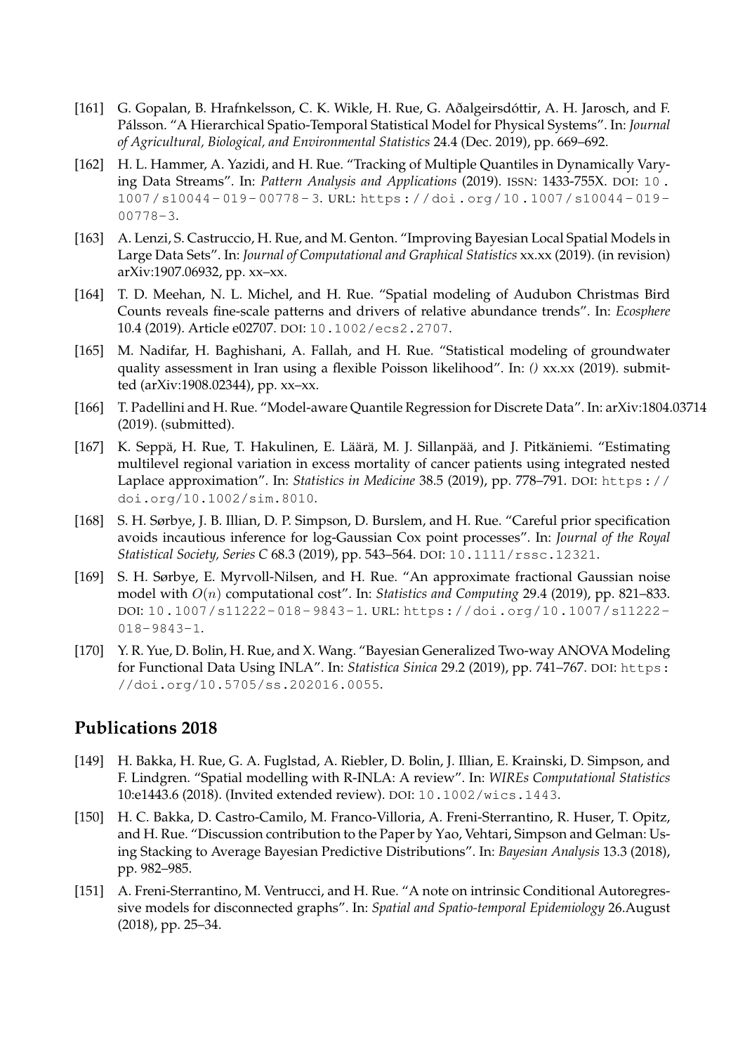[161] G. Gopalan, B. Hrafnkelsson, C. K. Wikle, H. Rue, G. Aðalgeirsdóttir, A. H. Jarosch, and F. Pálsson. "A Hierarchical Spatio-Temporal Statistical Model for Physical Systems". In: *Journal of Agricultural, Biological, and Environmental Statistics* 24.4 (Dec. 2019), pp. 669–692.

[162] H. L. Hammer, A. Yazidi, and H. Rue. "Tracking of Multiple Quantiles in Dynamically Varying Data Streams". In: *Pattern Analysis and Applications* (2019). ISSN: 1433-755X. DOI: 10.1007/s10044-019-00778-3. URL: https://doi.org/10.1007/s10044-019-00778-3.

[163] A. Lenzi, S. Castruccio, H. Rue, and M. Genton. "Improving Bayesian Local Spatial Models in Large Data Sets". In: *Journal of Computational and Graphical Statistics* xx.xx (2019). (in revision) arXiv:1907.06932, pp. xx–xx.

[164] T. D. Meehan, N. L. Michel, and H. Rue. "Spatial modeling of Audubon Christmas Bird Counts reveals fine-scale patterns and drivers of relative abundance trends". In: *Ecosphere* 10.4 (2019). Article e02707. DOI: 10.1002/ecs2.2707.

[165] M. Nadifar, H. Baghishani, A. Fallah, and H. Rue. "Statistical modeling of groundwater quality assessment in Iran using a flexible Poisson likelihood". In: *()* xx.xx (2019). submitted (arXiv:1908.02344), pp. xx–xx.

[166] T. Padellini and H. Rue. "Model-aware Quantile Regression for Discrete Data". In: arXiv:1804.03714 (2019). (submitted).

[167] K. Seppä, H. Rue, T. Hakulinen, E. Läärä, M. J. Sillanpää, and J. Pitkäniemi. "Estimating multilevel regional variation in excess mortality of cancer patients using integrated nested Laplace approximation". In: *Statistics in Medicine* 38.5 (2019), pp. 778–791. DOI: https://doi.org/10.1002/sim.8010.

[168] S. H. Sørbye, J. B. Illian, D. P. Simpson, D. Burslem, and H. Rue. "Careful prior specification avoids incautious inference for log-Gaussian Cox point processes". In: *Journal of the Royal Statistical Society, Series C* 68.3 (2019), pp. 543–564. DOI: 10.1111/rssc.12321.

[169] S. H. Sørbye, E. Myrvoll-Nilsen, and H. Rue. "An approximate fractional Gaussian noise model with $O(n)$ computational cost". In: *Statistics and Computing* 29.4 (2019), pp. 821–833. DOI: 10.1007/s11222-018-9843-1. URL: https://doi.org/10.1007/s11222-018-9843-1.

[170] Y. R. Yue, D. Bolin, H. Rue, and X. Wang. "Bayesian Generalized Two-way ANOVA Modeling for Functional Data Using INLA". In: *Statistica Sinica* 29.2 (2019), pp. 741–767. DOI: https://doi.org/10.5705/ss.202016.0055.

## Publications 2018

[149] H. Bakka, H. Rue, G. A. Fuglstad, A. Riebler, D. Bolin, J. Illian, E. Krainski, D. Simpson, and F. Lindgren. "Spatial modelling with R-INLA: A review". In: *WIREs Computational Statistics* 10:e1443.6 (2018). (Invited extended review). DOI: 10.1002/wics.1443.

[150] H. C. Bakka, D. Castro-Camilo, M. Franco-Villoria, A. Freni-Sterrantino, R. Huser, T. Opitz, and H. Rue. "Discussion contribution to the Paper by Yao, Vehtari, Simpson and Gelman: Using Stacking to Average Bayesian Predictive Distributions". In: *Bayesian Analysis* 13.3 (2018), pp. 982–985.

[151] A. Freni-Sterrantino, M. Ventrucci, and H. Rue. "A note on intrinsic Conditional Autoregressive models for disconnected graphs". In: *Spatial and Spatio-temporal Epidemiology* 26.August (2018), pp. 25–34.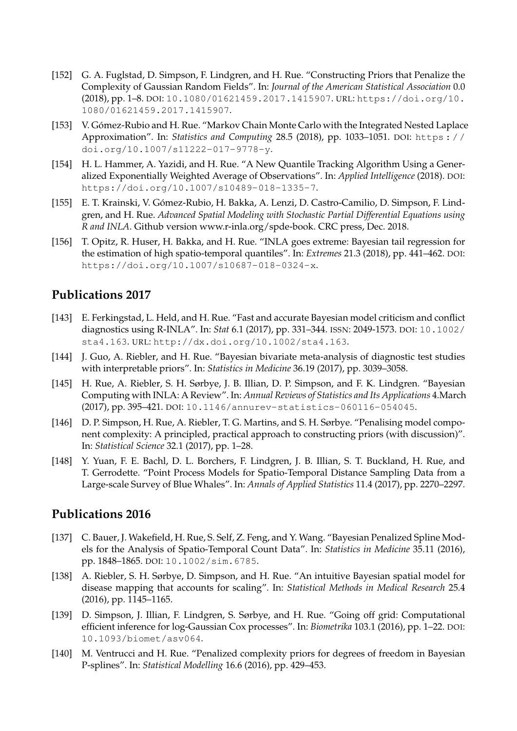[152] G. A. Fuglstad, D. Simpson, F. Lindgren, and H. Rue. "Constructing Priors that Penalize the Complexity of Gaussian Random Fields". In: *Journal of the American Statistical Association* 0.0 (2018), pp. 1–8. DOI: 10.1080/01621459.2017.1415907. URL: https://doi.org/10.1080/01621459.2017.1415907.

[153] V. Gómez-Rubio and H. Rue. "Markov Chain Monte Carlo with the Integrated Nested Laplace Approximation". In: *Statistics and Computing* 28.5 (2018), pp. 1033–1051. DOI: https://doi.org/10.1007/s11222-017-9778-y.

[154] H. L. Hammer, A. Yazidi, and H. Rue. "A New Quantile Tracking Algorithm Using a Generalized Exponentially Weighted Average of Observations". In: *Applied Intelligence* (2018). DOI: https://doi.org/10.1007/s10489-018-1335-7.

[155] E. T. Krainski, V. Gómez-Rubio, H. Bakka, A. Lenzi, D. Castro-Camilio, D. Simpson, F. Lindgren, and H. Rue. *Advanced Spatial Modeling with Stochastic Partial Differential Equations using R and INLA*. Github version www.r-inla.org/spde-book. CRC press, Dec. 2018.

[156] T. Opitz, R. Huser, H. Bakka, and H. Rue. "INLA goes extreme: Bayesian tail regression for the estimation of high spatio-temporal quantiles". In: *Extremes* 21.3 (2018), pp. 441–462. DOI: https://doi.org/10.1007/s10687-018-0324-x.

## Publications 2017

[143] E. Ferkingstad, L. Held, and H. Rue. "Fast and accurate Bayesian model criticism and conflict diagnostics using R-INLA". In: *Stat* 6.1 (2017), pp. 331–344. ISSN: 2049-1573. DOI: 10.1002/sta4.163. URL: http://dx.doi.org/10.1002/sta4.163.

[144] J. Guo, A. Riebler, and H. Rue. "Bayesian bivariate meta-analysis of diagnostic test studies with interpretable priors". In: *Statistics in Medicine* 36.19 (2017), pp. 3039–3058.

[145] H. Rue, A. Riebler, S. H. Sørbye, J. B. Illian, D. P. Simpson, and F. K. Lindgren. "Bayesian Computing with INLA: A Review". In: *Annual Reviews of Statistics and Its Applications* 4.March (2017), pp. 395–421. DOI: 10.1146/annurev-statistics-060116-054045.

[146] D. P. Simpson, H. Rue, A. Riebler, T. G. Martins, and S. H. Sørbye. "Penalising model component complexity: A principled, practical approach to constructing priors (with discussion)". In: *Statistical Science* 32.1 (2017), pp. 1–28.

[148] Y. Yuan, F. E. Bachl, D. L. Borchers, F. Lindgren, J. B. Illian, S. T. Buckland, H. Rue, and T. Gerrodette. "Point Process Models for Spatio-Temporal Distance Sampling Data from a Large-scale Survey of Blue Whales". In: *Annals of Applied Statistics* 11.4 (2017), pp. 2270–2297.

## Publications 2016

[137] C. Bauer, J. Wakefield, H. Rue, S. Self, Z. Feng, and Y. Wang. "Bayesian Penalized Spline Models for the Analysis of Spatio-Temporal Count Data". In: *Statistics in Medicine* 35.11 (2016), pp. 1848–1865. DOI: 10.1002/sim.6785.

[138] A. Riebler, S. H. Sørbye, D. Simpson, and H. Rue. "An intuitive Bayesian spatial model for disease mapping that accounts for scaling". In: *Statistical Methods in Medical Research* 25.4 (2016), pp. 1145–1165.

[139] D. Simpson, J. Illian, F. Lindgren, S. Sørbye, and H. Rue. "Going off grid: Computational efficient inference for log-Gaussian Cox processes". In: *Biometrika* 103.1 (2016), pp. 1–22. DOI: 10.1093/biomet/asv064.

[140] M. Ventrucci and H. Rue. "Penalized complexity priors for degrees of freedom in Bayesian P-splines". In: *Statistical Modelling* 16.6 (2016), pp. 429–453.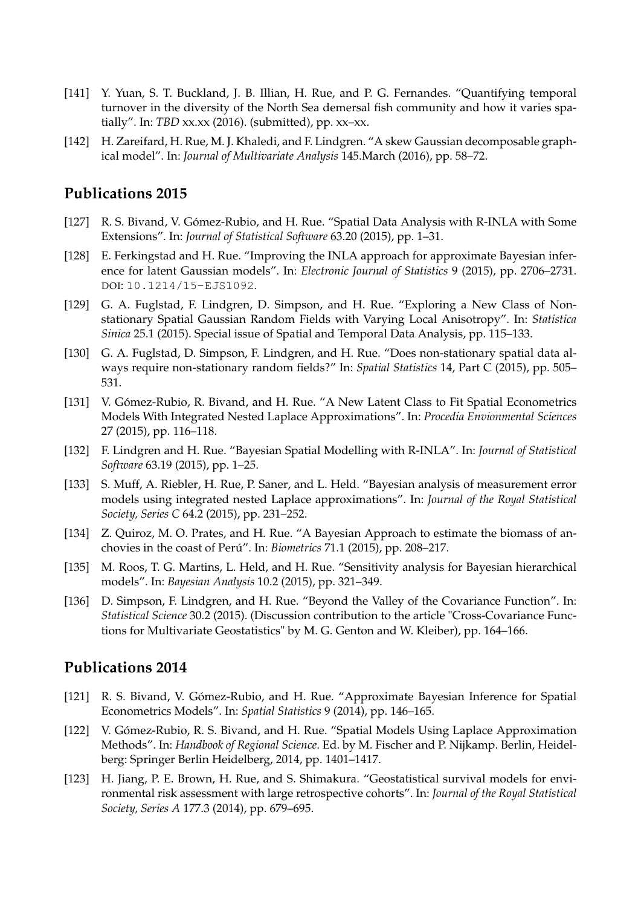[141] Y. Yuan, S. T. Buckland, J. B. Illian, H. Rue, and P. G. Fernandes. "Quantifying temporal turnover in the diversity of the North Sea demersal fish community and how it varies spatially". In: *TBD* xx.xx (2016). (submitted), pp. xx–xx.

[142] H. Zareifard, H. Rue, M. J. Khaledi, and F. Lindgren. "A skew Gaussian decomposable graphical model". In: *Journal of Multivariate Analysis* 145.March (2016), pp. 58–72.

## Publications 2015

[127] R. S. Bivand, V. Gómez-Rubio, and H. Rue. "Spatial Data Analysis with R-INLA with Some Extensions". In: *Journal of Statistical Software* 63.20 (2015), pp. 1–31.

[128] E. Ferkingstad and H. Rue. "Improving the INLA approach for approximate Bayesian inference for latent Gaussian models". In: *Electronic Journal of Statistics* 9 (2015), pp. 2706–2731. DOI: `10.1214/15-EJS1092`.

[129] G. A. Fuglstad, F. Lindgren, D. Simpson, and H. Rue. "Exploring a New Class of Non-stationary Spatial Gaussian Random Fields with Varying Local Anisotropy". In: *Statistica Sinica* 25.1 (2015). Special issue of Spatial and Temporal Data Analysis, pp. 115–133.

[130] G. A. Fuglstad, D. Simpson, F. Lindgren, and H. Rue. "Does non-stationary spatial data always require non-stationary random fields?" In: *Spatial Statistics* 14, Part C (2015), pp. 505–531.

[131] V. Gómez-Rubio, R. Bivand, and H. Rue. "A New Latent Class to Fit Spatial Econometrics Models With Integrated Nested Laplace Approximations". In: *Procedia Envionmental Sciences* 27 (2015), pp. 116–118.

[132] F. Lindgren and H. Rue. "Bayesian Spatial Modelling with R-INLA". In: *Journal of Statistical Software* 63.19 (2015), pp. 1–25.

[133] S. Muff, A. Riebler, H. Rue, P. Saner, and L. Held. "Bayesian analysis of measurement error models using integrated nested Laplace approximations". In: *Journal of the Royal Statistical Society, Series C* 64.2 (2015), pp. 231–252.

[134] Z. Quiroz, M. O. Prates, and H. Rue. "A Bayesian Approach to estimate the biomass of anchovies in the coast of Perú". In: *Biometrics* 71.1 (2015), pp. 208–217.

[135] M. Roos, T. G. Martins, L. Held, and H. Rue. "Sensitivity analysis for Bayesian hierarchical models". In: *Bayesian Analysis* 10.2 (2015), pp. 321–349.

[136] D. Simpson, F. Lindgren, and H. Rue. "Beyond the Valley of the Covariance Function". In: *Statistical Science* 30.2 (2015). (Discussion contribution to the article "Cross-Covariance Functions for Multivariate Geostatistics" by M. G. Genton and W. Kleiber), pp. 164–166.

## Publications 2014

[121] R. S. Bivand, V. Gómez-Rubio, and H. Rue. "Approximate Bayesian Inference for Spatial Econometrics Models". In: *Spatial Statistics* 9 (2014), pp. 146–165.

[122] V. Gómez-Rubio, R. S. Bivand, and H. Rue. "Spatial Models Using Laplace Approximation Methods". In: *Handbook of Regional Science*. Ed. by M. Fischer and P. Nijkamp. Berlin, Heidelberg: Springer Berlin Heidelberg, 2014, pp. 1401–1417.

[123] H. Jiang, P. E. Brown, H. Rue, and S. Shimakura. "Geostatistical survival models for environmental risk assessment with large retrospective cohorts". In: *Journal of the Royal Statistical Society, Series A* 177.3 (2014), pp. 679–695.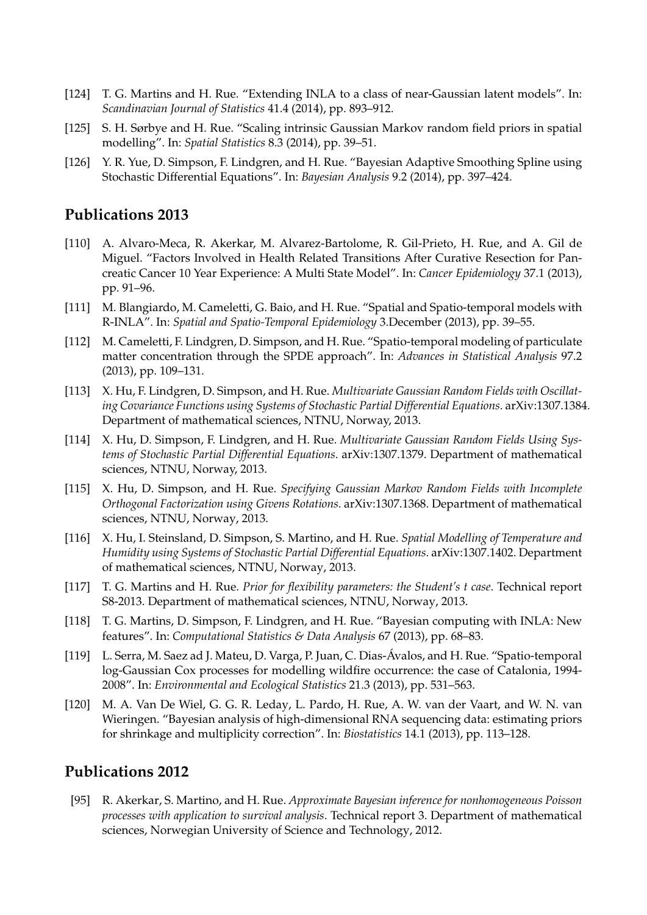[124] T. G. Martins and H. Rue. "Extending INLA to a class of near-Gaussian latent models". In: *Scandinavian Journal of Statistics* 41.4 (2014), pp. 893–912.

[125] S. H. Sørbye and H. Rue. "Scaling intrinsic Gaussian Markov random field priors in spatial modelling". In: *Spatial Statistics* 8.3 (2014), pp. 39–51.

[126] Y. R. Yue, D. Simpson, F. Lindgren, and H. Rue. "Bayesian Adaptive Smoothing Spline using Stochastic Differential Equations". In: *Bayesian Analysis* 9.2 (2014), pp. 397–424.

## Publications 2013

[110] A. Alvaro-Meca, R. Akerkar, M. Alvarez-Bartolome, R. Gil-Prieto, H. Rue, and A. Gil de Miguel. "Factors Involved in Health Related Transitions After Curative Resection for Pancreatic Cancer 10 Year Experience: A Multi State Model". In: *Cancer Epidemiology* 37.1 (2013), pp. 91–96.

[111] M. Blangiardo, M. Cameletti, G. Baio, and H. Rue. "Spatial and Spatio-temporal models with R-INLA". In: *Spatial and Spatio-Temporal Epidemiology* 3.December (2013), pp. 39–55.

[112] M. Cameletti, F. Lindgren, D. Simpson, and H. Rue. "Spatio-temporal modeling of particulate matter concentration through the SPDE approach". In: *Advances in Statistical Analysis* 97.2 (2013), pp. 109–131.

[113] X. Hu, F. Lindgren, D. Simpson, and H. Rue. *Multivariate Gaussian Random Fields with Oscillating Covariance Functions using Systems of Stochastic Partial Differential Equations*. arXiv:1307.1384. Department of mathematical sciences, NTNU, Norway, 2013.

[114] X. Hu, D. Simpson, F. Lindgren, and H. Rue. *Multivariate Gaussian Random Fields Using Systems of Stochastic Partial Differential Equations*. arXiv:1307.1379. Department of mathematical sciences, NTNU, Norway, 2013.

[115] X. Hu, D. Simpson, and H. Rue. *Specifying Gaussian Markov Random Fields with Incomplete Orthogonal Factorization using Givens Rotations*. arXiv:1307.1368. Department of mathematical sciences, NTNU, Norway, 2013.

[116] X. Hu, I. Steinsland, D. Simpson, S. Martino, and H. Rue. *Spatial Modelling of Temperature and Humidity using Systems of Stochastic Partial Differential Equations*. arXiv:1307.1402. Department of mathematical sciences, NTNU, Norway, 2013.

[117] T. G. Martins and H. Rue. *Prior for flexibility parameters: the Student's t case*. Technical report S8-2013. Department of mathematical sciences, NTNU, Norway, 2013.

[118] T. G. Martins, D. Simpson, F. Lindgren, and H. Rue. "Bayesian computing with INLA: New features". In: *Computational Statistics & Data Analysis* 67 (2013), pp. 68–83.

[119] L. Serra, M. Saez ad J. Mateu, D. Varga, P. Juan, C. Dias-Ávalos, and H. Rue. "Spatio-temporal log-Gaussian Cox processes for modelling wildfire occurrence: the case of Catalonia, 1994-2008". In: *Environmental and Ecological Statistics* 21.3 (2013), pp. 531–563.

[120] M. A. Van De Wiel, G. G. R. Leday, L. Pardo, H. Rue, A. W. van der Vaart, and W. N. van Wieringen. "Bayesian analysis of high-dimensional RNA sequencing data: estimating priors for shrinkage and multiplicity correction". In: *Biostatistics* 14.1 (2013), pp. 113–128.

## Publications 2012

[95] R. Akerkar, S. Martino, and H. Rue. *Approximate Bayesian inference for nonhomogeneous Poisson processes with application to survival analysis*. Technical report 3. Department of mathematical sciences, Norwegian University of Science and Technology, 2012.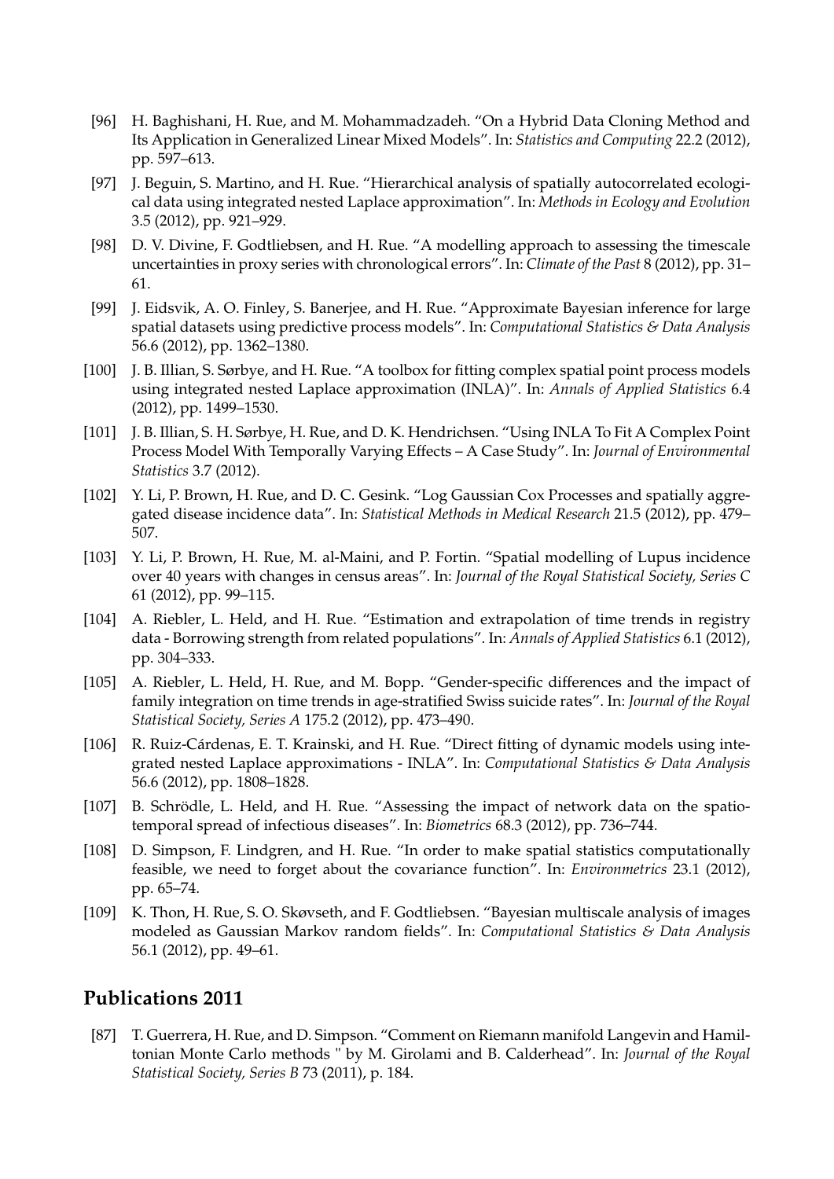- [96] H. Baghishani, H. Rue, and M. Mohammadzadeh. "On a Hybrid Data Cloning Method and Its Application in Generalized Linear Mixed Models". In: *Statistics and Computing* 22.2 (2012), pp. 597–613.
- [97] J. Beguin, S. Martino, and H. Rue. "Hierarchical analysis of spatially autocorrelated ecological data using integrated nested Laplace approximation". In: *Methods in Ecology and Evolution* 3.5 (2012), pp. 921–929.
- [98] D. V. Divine, F. Godtliebsen, and H. Rue. "A modelling approach to assessing the timescale uncertainties in proxy series with chronological errors". In: *Climate of the Past* 8 (2012), pp. 31–61.
- [99] J. Eidsvik, A. O. Finley, S. Banerjee, and H. Rue. "Approximate Bayesian inference for large spatial datasets using predictive process models". In: *Computational Statistics & Data Analysis* 56.6 (2012), pp. 1362–1380.
- [100] J. B. Illian, S. Sørbye, and H. Rue. "A toolbox for fitting complex spatial point process models using integrated nested Laplace approximation (INLA)". In: *Annals of Applied Statistics* 6.4 (2012), pp. 1499–1530.
- [101] J. B. Illian, S. H. Sørbye, H. Rue, and D. K. Hendrichsen. "Using INLA To Fit A Complex Point Process Model With Temporally Varying Effects – A Case Study". In: *Journal of Environmental Statistics* 3.7 (2012).
- [102] Y. Li, P. Brown, H. Rue, and D. C. Gesink. "Log Gaussian Cox Processes and spatially aggregated disease incidence data". In: *Statistical Methods in Medical Research* 21.5 (2012), pp. 479–507.
- [103] Y. Li, P. Brown, H. Rue, M. al-Maini, and P. Fortin. "Spatial modelling of Lupus incidence over 40 years with changes in census areas". In: *Journal of the Royal Statistical Society, Series C* 61 (2012), pp. 99–115.
- [104] A. Riebler, L. Held, and H. Rue. "Estimation and extrapolation of time trends in registry data - Borrowing strength from related populations". In: *Annals of Applied Statistics* 6.1 (2012), pp. 304–333.
- [105] A. Riebler, L. Held, H. Rue, and M. Bopp. "Gender-specific differences and the impact of family integration on time trends in age-stratified Swiss suicide rates". In: *Journal of the Royal Statistical Society, Series A* 175.2 (2012), pp. 473–490.
- [106] R. Ruiz-Cárdenas, E. T. Krainski, and H. Rue. "Direct fitting of dynamic models using integrated nested Laplace approximations - INLA". In: *Computational Statistics & Data Analysis* 56.6 (2012), pp. 1808–1828.
- [107] B. Schrödle, L. Held, and H. Rue. "Assessing the impact of network data on the spatio-temporal spread of infectious diseases". In: *Biometrics* 68.3 (2012), pp. 736–744.
- [108] D. Simpson, F. Lindgren, and H. Rue. "In order to make spatial statistics computationally feasible, we need to forget about the covariance function". In: *Environmetrics* 23.1 (2012), pp. 65–74.
- [109] K. Thon, H. Rue, S. O. Skøvseth, and F. Godtliebsen. "Bayesian multiscale analysis of images modeled as Gaussian Markov random fields". In: *Computational Statistics & Data Analysis* 56.1 (2012), pp. 49–61.

## Publications 2011

- [87] T. Guerrera, H. Rue, and D. Simpson. "Comment on Riemann manifold Langevin and Hamiltonian Monte Carlo methods " by M. Girolami and B. Calderhead". In: *Journal of the Royal Statistical Society, Series B* 73 (2011), p. 184.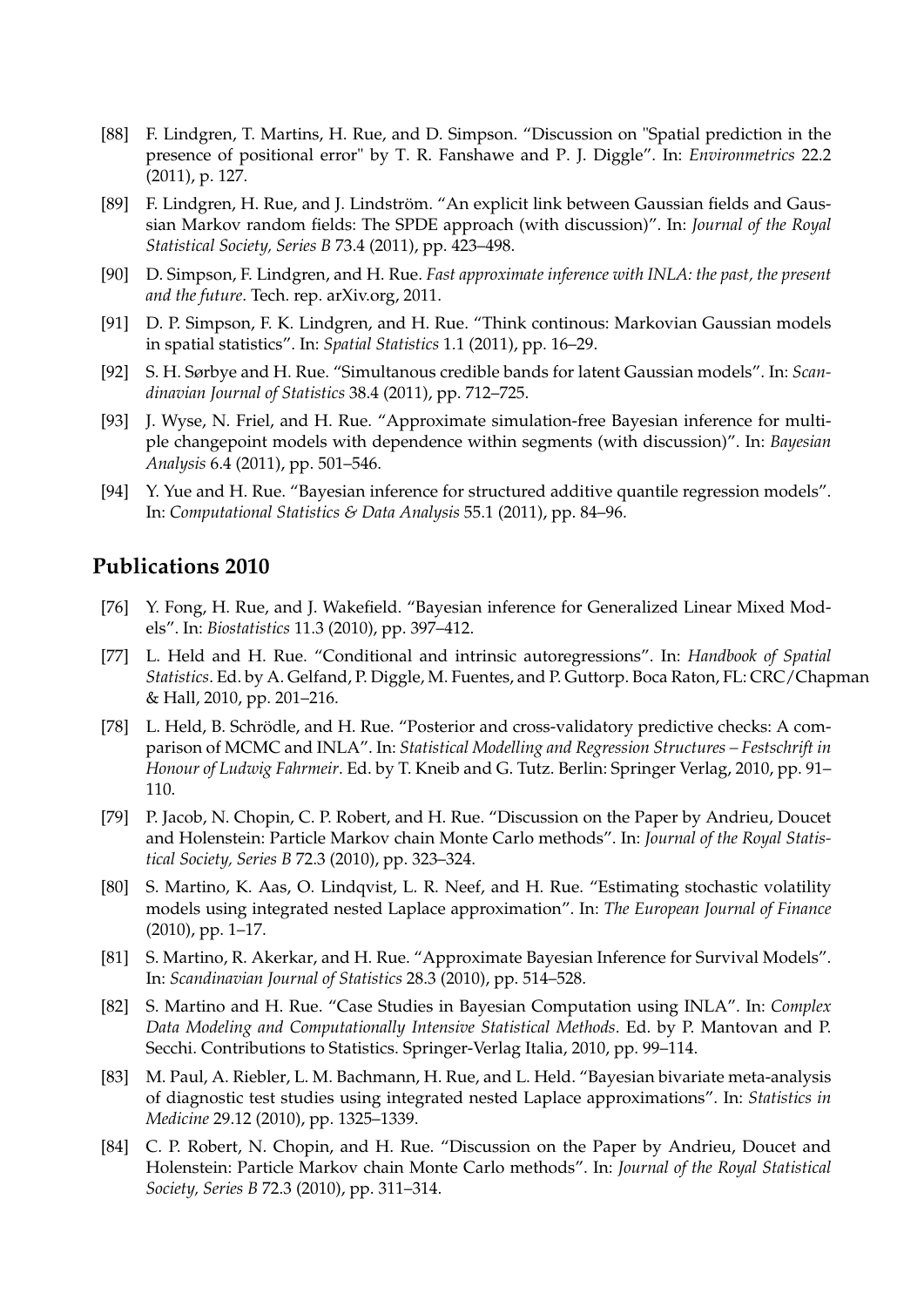- [88] F. Lindgren, T. Martins, H. Rue, and D. Simpson. "Discussion on "Spatial prediction in the presence of positional error" by T. R. Fanshawe and P. J. Diggle". In: *Environmetrics* 22.2 (2011), p. 127.
- [89] F. Lindgren, H. Rue, and J. Lindström. "An explicit link between Gaussian fields and Gaussian Markov random fields: The SPDE approach (with discussion)". In: *Journal of the Royal Statistical Society, Series B* 73.4 (2011), pp. 423–498.
- [90] D. Simpson, F. Lindgren, and H. Rue. *Fast approximate inference with INLA: the past, the present and the future*. Tech. rep. arXiv.org, 2011.
- [91] D. P. Simpson, F. K. Lindgren, and H. Rue. "Think continous: Markovian Gaussian models in spatial statistics". In: *Spatial Statistics* 1.1 (2011), pp. 16–29.
- [92] S. H. Sørbye and H. Rue. "Simultanous credible bands for latent Gaussian models". In: *Scandinavian Journal of Statistics* 38.4 (2011), pp. 712–725.
- [93] J. Wyse, N. Friel, and H. Rue. "Approximate simulation-free Bayesian inference for multiple changepoint models with dependence within segments (with discussion)". In: *Bayesian Analysis* 6.4 (2011), pp. 501–546.
- [94] Y. Yue and H. Rue. "Bayesian inference for structured additive quantile regression models". In: *Computational Statistics & Data Analysis* 55.1 (2011), pp. 84–96.

## Publications 2010

- [76] Y. Fong, H. Rue, and J. Wakefield. "Bayesian inference for Generalized Linear Mixed Models". In: *Biostatistics* 11.3 (2010), pp. 397–412.
- [77] L. Held and H. Rue. "Conditional and intrinsic autoregressions". In: *Handbook of Spatial Statistics*. Ed. by A. Gelfand, P. Diggle, M. Fuentes, and P. Guttorp. Boca Raton, FL: CRC/Chapman & Hall, 2010, pp. 201–216.
- [78] L. Held, B. Schrödle, and H. Rue. "Posterior and cross-validatory predictive checks: A comparison of MCMC and INLA". In: *Statistical Modelling and Regression Structures – Festschrift in Honour of Ludwig Fahrmeir*. Ed. by T. Kneib and G. Tutz. Berlin: Springer Verlag, 2010, pp. 91–110.
- [79] P. Jacob, N. Chopin, C. P. Robert, and H. Rue. "Discussion on the Paper by Andrieu, Doucet and Holenstein: Particle Markov chain Monte Carlo methods". In: *Journal of the Royal Statistical Society, Series B* 72.3 (2010), pp. 323–324.
- [80] S. Martino, K. Aas, O. Lindqvist, L. R. Neef, and H. Rue. "Estimating stochastic volatility models using integrated nested Laplace approximation". In: *The European Journal of Finance* (2010), pp. 1–17.
- [81] S. Martino, R. Akerkar, and H. Rue. "Approximate Bayesian Inference for Survival Models". In: *Scandinavian Journal of Statistics* 28.3 (2010), pp. 514–528.
- [82] S. Martino and H. Rue. "Case Studies in Bayesian Computation using INLA". In: *Complex Data Modeling and Computationally Intensive Statistical Methods*. Ed. by P. Mantovan and P. Secchi. Contributions to Statistics. Springer-Verlag Italia, 2010, pp. 99–114.
- [83] M. Paul, A. Riebler, L. M. Bachmann, H. Rue, and L. Held. "Bayesian bivariate meta-analysis of diagnostic test studies using integrated nested Laplace approximations". In: *Statistics in Medicine* 29.12 (2010), pp. 1325–1339.
- [84] C. P. Robert, N. Chopin, and H. Rue. "Discussion on the Paper by Andrieu, Doucet and Holenstein: Particle Markov chain Monte Carlo methods". In: *Journal of the Royal Statistical Society, Series B* 72.3 (2010), pp. 311–314.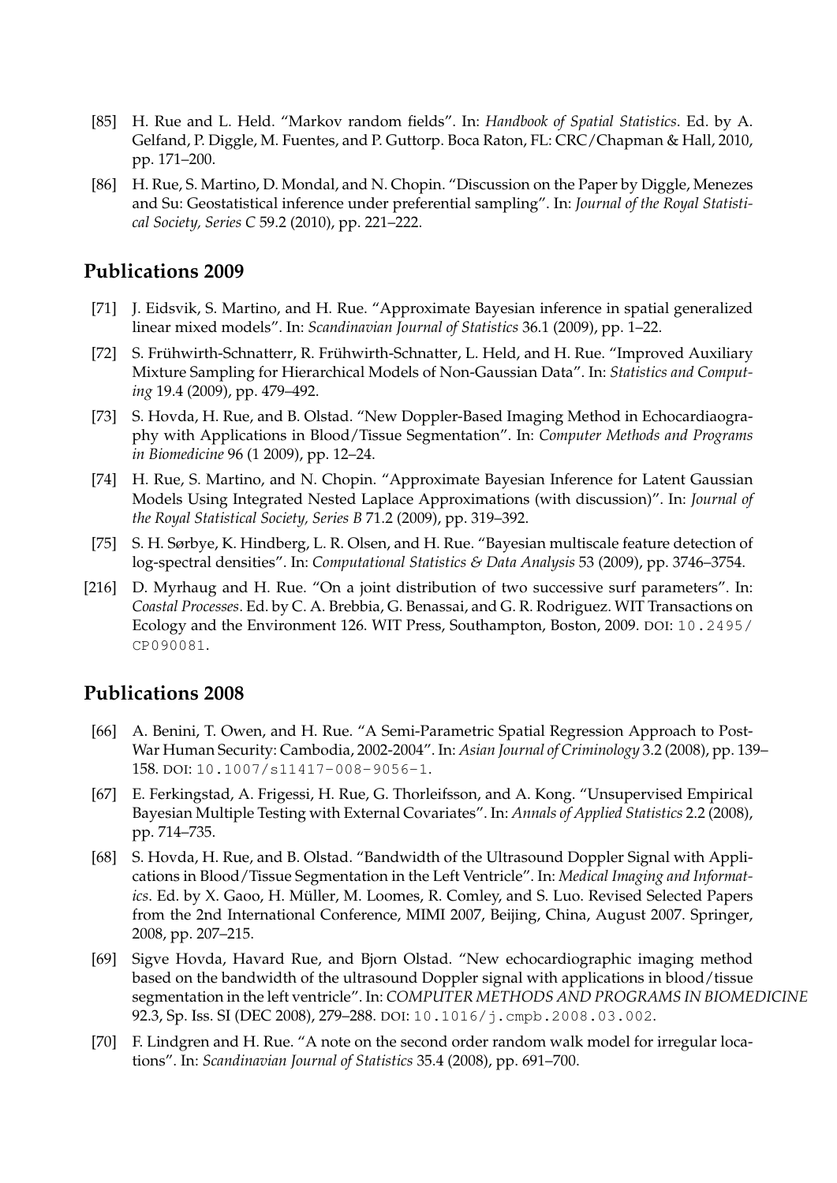[85] H. Rue and L. Held. "Markov random fields". In: *Handbook of Spatial Statistics*. Ed. by A. Gelfand, P. Diggle, M. Fuentes, and P. Guttorp. Boca Raton, FL: CRC/Chapman & Hall, 2010, pp. 171–200.

[86] H. Rue, S. Martino, D. Mondal, and N. Chopin. "Discussion on the Paper by Diggle, Menezes and Su: Geostatistical inference under preferential sampling". In: *Journal of the Royal Statistical Society, Series C* 59.2 (2010), pp. 221–222.

## Publications 2009

[71] J. Eidsvik, S. Martino, and H. Rue. "Approximate Bayesian inference in spatial generalized linear mixed models". In: *Scandinavian Journal of Statistics* 36.1 (2009), pp. 1–22.

[72] S. Frühwirth-Schnatterr, R. Frühwirth-Schnatter, L. Held, and H. Rue. "Improved Auxiliary Mixture Sampling for Hierarchical Models of Non-Gaussian Data". In: *Statistics and Computing* 19.4 (2009), pp. 479–492.

[73] S. Hovda, H. Rue, and B. Olstad. "New Doppler-Based Imaging Method in Echocardiaography with Applications in Blood/Tissue Segmentation". In: *Computer Methods and Programs in Biomedicine* 96 (1 2009), pp. 12–24.

[74] H. Rue, S. Martino, and N. Chopin. "Approximate Bayesian Inference for Latent Gaussian Models Using Integrated Nested Laplace Approximations (with discussion)". In: *Journal of the Royal Statistical Society, Series B* 71.2 (2009), pp. 319–392.

[75] S. H. Sørbye, K. Hindberg, L. R. Olsen, and H. Rue. "Bayesian multiscale feature detection of log-spectral densities". In: *Computational Statistics & Data Analysis* 53 (2009), pp. 3746–3754.

[216] D. Myrhaug and H. Rue. "On a joint distribution of two successive surf parameters". In: *Coastal Processes*. Ed. by C. A. Brebbia, G. Benassai, and G. R. Rodriguez. WIT Transactions on Ecology and the Environment 126. WIT Press, Southampton, Boston, 2009. DOI: 10.2495/CP090081.

## Publications 2008

[66] A. Benini, T. Owen, and H. Rue. "A Semi-Parametric Spatial Regression Approach to Post-War Human Security: Cambodia, 2002-2004". In: *Asian Journal of Criminology* 3.2 (2008), pp. 139–158. DOI: 10.1007/s11417-008-9056-1.

[67] E. Ferkingstad, A. Frigessi, H. Rue, G. Thorleifsson, and A. Kong. "Unsupervised Empirical Bayesian Multiple Testing with External Covariates". In: *Annals of Applied Statistics* 2.2 (2008), pp. 714–735.

[68] S. Hovda, H. Rue, and B. Olstad. "Bandwidth of the Ultrasound Doppler Signal with Applications in Blood/Tissue Segmentation in the Left Ventricle". In: *Medical Imaging and Informatics*. Ed. by X. Gaoo, H. Müller, M. Loomes, R. Comley, and S. Luo. Revised Selected Papers from the 2nd International Conference, MIMI 2007, Beijing, China, August 2007. Springer, 2008, pp. 207–215.

[69] Sigve Hovda, Havard Rue, and Bjorn Olstad. "New echocardiographic imaging method based on the bandwidth of the ultrasound Doppler signal with applications in blood/tissue segmentation in the left ventricle". In: *COMPUTER METHODS AND PROGRAMS IN BIOMEDICINE* 92.3, Sp. Iss. SI (DEC 2008), 279–288. DOI: 10.1016/j.cmpb.2008.03.002.

[70] F. Lindgren and H. Rue. "A note on the second order random walk model for irregular locations". In: *Scandinavian Journal of Statistics* 35.4 (2008), pp. 691–700.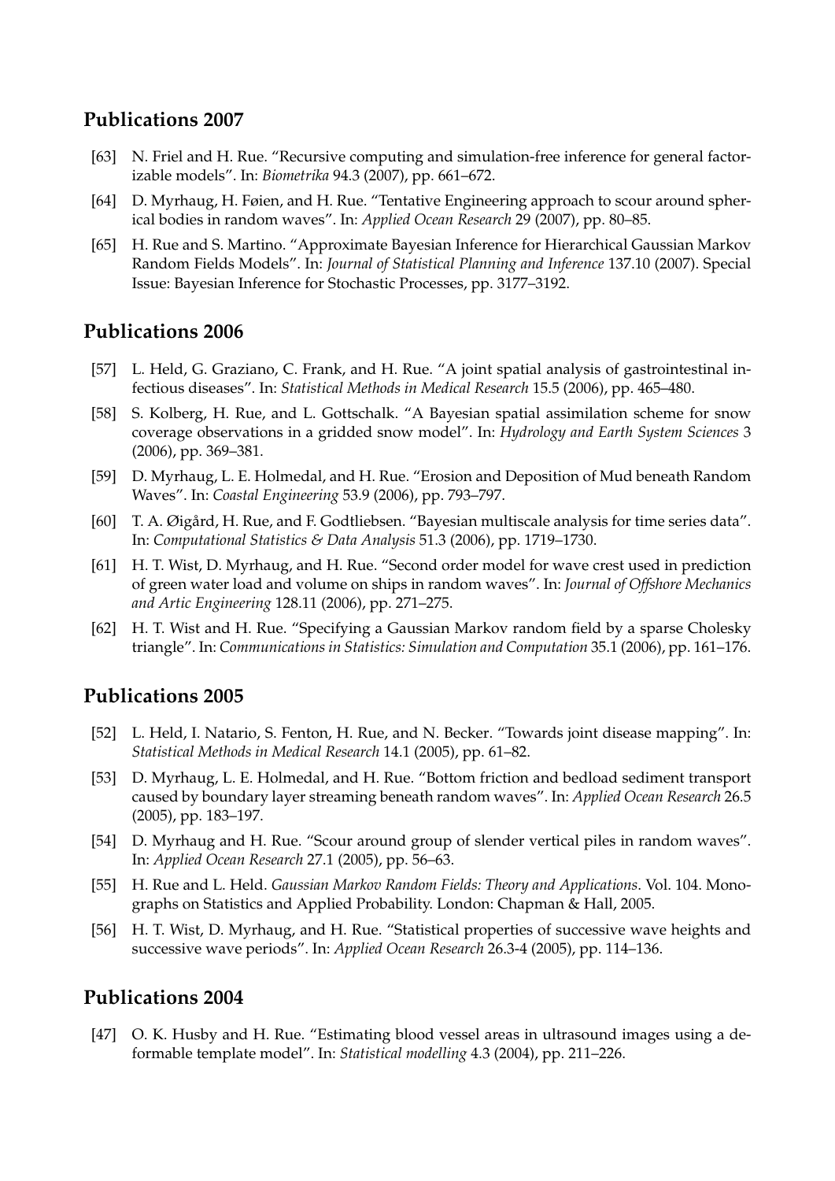## Publications 2007

[63] N. Friel and H. Rue. "Recursive computing and simulation-free inference for general factorizable models". In: *Biometrika* 94.3 (2007), pp. 661–672.

[64] D. Myrhaug, H. Føien, and H. Rue. "Tentative Engineering approach to scour around spherical bodies in random waves". In: *Applied Ocean Research* 29 (2007), pp. 80–85.

[65] H. Rue and S. Martino. "Approximate Bayesian Inference for Hierarchical Gaussian Markov Random Fields Models". In: *Journal of Statistical Planning and Inference* 137.10 (2007). Special Issue: Bayesian Inference for Stochastic Processes, pp. 3177–3192.

## Publications 2006

[57] L. Held, G. Graziano, C. Frank, and H. Rue. "A joint spatial analysis of gastrointestinal infectious diseases". In: *Statistical Methods in Medical Research* 15.5 (2006), pp. 465–480.

[58] S. Kolberg, H. Rue, and L. Gottschalk. "A Bayesian spatial assimilation scheme for snow coverage observations in a gridded snow model". In: *Hydrology and Earth System Sciences* 3 (2006), pp. 369–381.

[59] D. Myrhaug, L. E. Holmedal, and H. Rue. "Erosion and Deposition of Mud beneath Random Waves". In: *Coastal Engineering* 53.9 (2006), pp. 793–797.

[60] T. A. Øigård, H. Rue, and F. Godtliebsen. "Bayesian multiscale analysis for time series data". In: *Computational Statistics & Data Analysis* 51.3 (2006), pp. 1719–1730.

[61] H. T. Wist, D. Myrhaug, and H. Rue. "Second order model for wave crest used in prediction of green water load and volume on ships in random waves". In: *Journal of Offshore Mechanics and Artic Engineering* 128.11 (2006), pp. 271–275.

[62] H. T. Wist and H. Rue. "Specifying a Gaussian Markov random field by a sparse Cholesky triangle". In: *Communications in Statistics: Simulation and Computation* 35.1 (2006), pp. 161–176.

## Publications 2005

[52] L. Held, I. Natario, S. Fenton, H. Rue, and N. Becker. "Towards joint disease mapping". In: *Statistical Methods in Medical Research* 14.1 (2005), pp. 61–82.

[53] D. Myrhaug, L. E. Holmedal, and H. Rue. "Bottom friction and bedload sediment transport caused by boundary layer streaming beneath random waves". In: *Applied Ocean Research* 26.5 (2005), pp. 183–197.

[54] D. Myrhaug and H. Rue. "Scour around group of slender vertical piles in random waves". In: *Applied Ocean Research* 27.1 (2005), pp. 56–63.

[55] H. Rue and L. Held. *Gaussian Markov Random Fields: Theory and Applications*. Vol. 104. Monographs on Statistics and Applied Probability. London: Chapman & Hall, 2005.

[56] H. T. Wist, D. Myrhaug, and H. Rue. "Statistical properties of successive wave heights and successive wave periods". In: *Applied Ocean Research* 26.3-4 (2005), pp. 114–136.

## Publications 2004

[47] O. K. Husby and H. Rue. "Estimating blood vessel areas in ultrasound images using a deformable template model". In: *Statistical modelling* 4.3 (2004), pp. 211–226.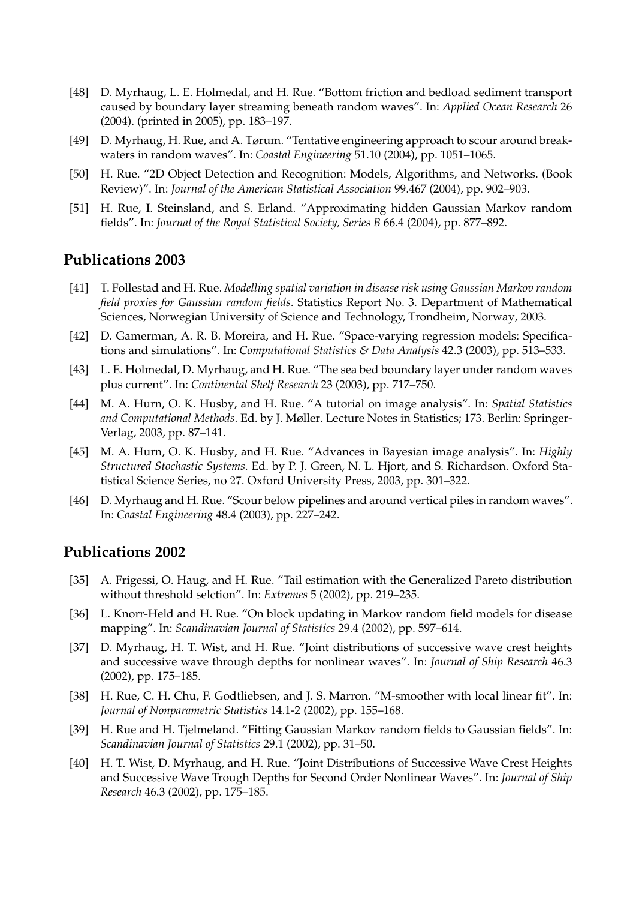[48] D. Myrhaug, L. E. Holmedal, and H. Rue. "Bottom friction and bedload sediment transport caused by boundary layer streaming beneath random waves". In: *Applied Ocean Research* 26 (2004). (printed in 2005), pp. 183–197.

[49] D. Myrhaug, H. Rue, and A. Tørum. "Tentative engineering approach to scour around breakwaters in random waves". In: *Coastal Engineering* 51.10 (2004), pp. 1051–1065.

[50] H. Rue. "2D Object Detection and Recognition: Models, Algorithms, and Networks. (Book Review)". In: *Journal of the American Statistical Association* 99.467 (2004), pp. 902–903.

[51] H. Rue, I. Steinsland, and S. Erland. "Approximating hidden Gaussian Markov random fields". In: *Journal of the Royal Statistical Society, Series B* 66.4 (2004), pp. 877–892.

## Publications 2003

[41] T. Follestad and H. Rue. *Modelling spatial variation in disease risk using Gaussian Markov random field proxies for Gaussian random fields*. Statistics Report No. 3. Department of Mathematical Sciences, Norwegian University of Science and Technology, Trondheim, Norway, 2003.

[42] D. Gamerman, A. R. B. Moreira, and H. Rue. "Space-varying regression models: Specifications and simulations". In: *Computational Statistics & Data Analysis* 42.3 (2003), pp. 513–533.

[43] L. E. Holmedal, D. Myrhaug, and H. Rue. "The sea bed boundary layer under random waves plus current". In: *Continental Shelf Research* 23 (2003), pp. 717–750.

[44] M. A. Hurn, O. K. Husby, and H. Rue. "A tutorial on image analysis". In: *Spatial Statistics and Computational Methods*. Ed. by J. Møller. Lecture Notes in Statistics; 173. Berlin: Springer-Verlag, 2003, pp. 87–141.

[45] M. A. Hurn, O. K. Husby, and H. Rue. "Advances in Bayesian image analysis". In: *Highly Structured Stochastic Systems*. Ed. by P. J. Green, N. L. Hjort, and S. Richardson. Oxford Statistical Science Series, no 27. Oxford University Press, 2003, pp. 301–322.

[46] D. Myrhaug and H. Rue. "Scour below pipelines and around vertical piles in random waves". In: *Coastal Engineering* 48.4 (2003), pp. 227–242.

## Publications 2002

[35] A. Frigessi, O. Haug, and H. Rue. "Tail estimation with the Generalized Pareto distribution without threshold selction". In: *Extremes* 5 (2002), pp. 219–235.

[36] L. Knorr-Held and H. Rue. "On block updating in Markov random field models for disease mapping". In: *Scandinavian Journal of Statistics* 29.4 (2002), pp. 597–614.

[37] D. Myrhaug, H. T. Wist, and H. Rue. "Joint distributions of successive wave crest heights and successive wave through depths for nonlinear waves". In: *Journal of Ship Research* 46.3 (2002), pp. 175–185.

[38] H. Rue, C. H. Chu, F. Godtliebsen, and J. S. Marron. "M-smoother with local linear fit". In: *Journal of Nonparametric Statistics* 14.1-2 (2002), pp. 155–168.

[39] H. Rue and H. Tjelmeland. "Fitting Gaussian Markov random fields to Gaussian fields". In: *Scandinavian Journal of Statistics* 29.1 (2002), pp. 31–50.

[40] H. T. Wist, D. Myrhaug, and H. Rue. "Joint Distributions of Successive Wave Crest Heights and Successive Wave Trough Depths for Second Order Nonlinear Waves". In: *Journal of Ship Research* 46.3 (2002), pp. 175–185.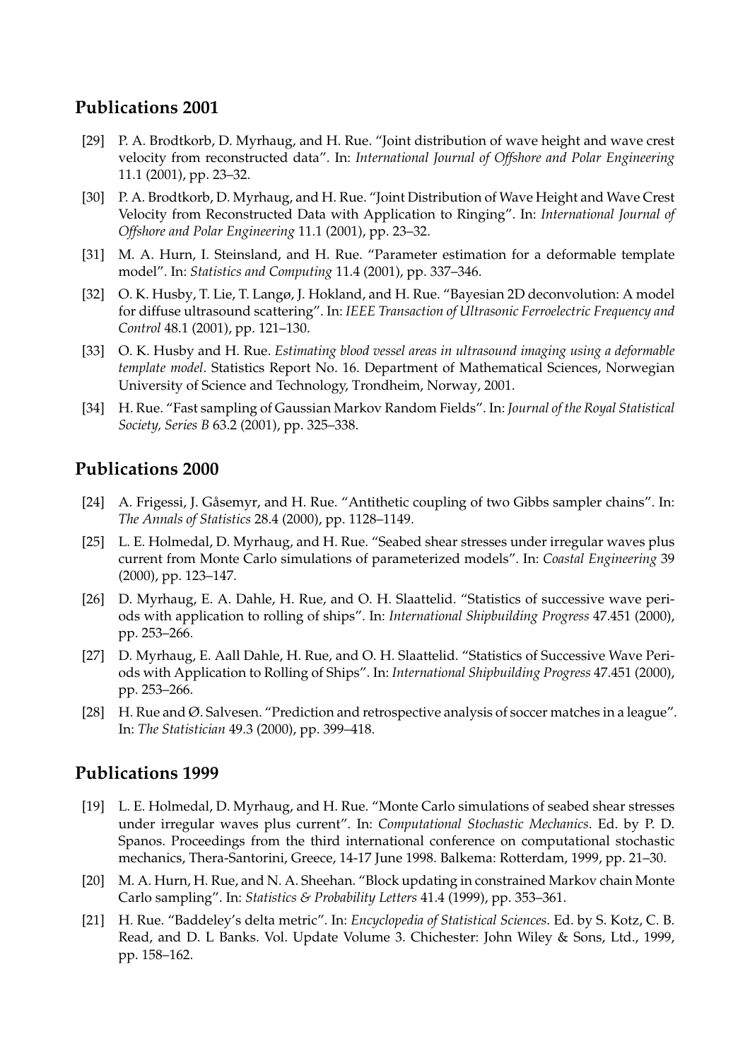## Publications 2001

[29] P. A. Brodtkorb, D. Myrhaug, and H. Rue. "Joint distribution of wave height and wave crest velocity from reconstructed data". In: *International Journal of Offshore and Polar Engineering* 11.1 (2001), pp. 23–32.

[30] P. A. Brodtkorb, D. Myrhaug, and H. Rue. "Joint Distribution of Wave Height and Wave Crest Velocity from Reconstructed Data with Application to Ringing". In: *International Journal of Offshore and Polar Engineering* 11.1 (2001), pp. 23–32.

[31] M. A. Hurn, I. Steinsland, and H. Rue. "Parameter estimation for a deformable template model". In: *Statistics and Computing* 11.4 (2001), pp. 337–346.

[32] O. K. Husby, T. Lie, T. Langø, J. Hokland, and H. Rue. "Bayesian 2D deconvolution: A model for diffuse ultrasound scattering". In: *IEEE Transaction of Ultrasonic Ferroelectric Frequency and Control* 48.1 (2001), pp. 121–130.

[33] O. K. Husby and H. Rue. *Estimating blood vessel areas in ultrasound imaging using a deformable template model*. Statistics Report No. 16. Department of Mathematical Sciences, Norwegian University of Science and Technology, Trondheim, Norway, 2001.

[34] H. Rue. "Fast sampling of Gaussian Markov Random Fields". In: *Journal of the Royal Statistical Society, Series B* 63.2 (2001), pp. 325–338.

## Publications 2000

[24] A. Frigessi, J. Gåsemyr, and H. Rue. "Antithetic coupling of two Gibbs sampler chains". In: *The Annals of Statistics* 28.4 (2000), pp. 1128–1149.

[25] L. E. Holmedal, D. Myrhaug, and H. Rue. "Seabed shear stresses under irregular waves plus current from Monte Carlo simulations of parameterized models". In: *Coastal Engineering* 39 (2000), pp. 123–147.

[26] D. Myrhaug, E. A. Dahle, H. Rue, and O. H. Slaattelid. "Statistics of successive wave periods with application to rolling of ships". In: *International Shipbuilding Progress* 47.451 (2000), pp. 253–266.

[27] D. Myrhaug, E. Aall Dahle, H. Rue, and O. H. Slaattelid. "Statistics of Successive Wave Periods with Application to Rolling of Ships". In: *International Shipbuilding Progress* 47.451 (2000), pp. 253–266.

[28] H. Rue and Ø. Salvesen. "Prediction and retrospective analysis of soccer matches in a league". In: *The Statistician* 49.3 (2000), pp. 399–418.

## Publications 1999

[19] L. E. Holmedal, D. Myrhaug, and H. Rue. "Monte Carlo simulations of seabed shear stresses under irregular waves plus current". In: *Computational Stochastic Mechanics*. Ed. by P. D. Spanos. Proceedings from the third international conference on computational stochastic mechanics, Thera-Santorini, Greece, 14-17 June 1998. Balkema: Rotterdam, 1999, pp. 21–30.

[20] M. A. Hurn, H. Rue, and N. A. Sheehan. "Block updating in constrained Markov chain Monte Carlo sampling". In: *Statistics & Probability Letters* 41.4 (1999), pp. 353–361.

[21] H. Rue. "Baddeley's delta metric". In: *Encyclopedia of Statistical Sciences*. Ed. by S. Kotz, C. B. Read, and D. L Banks. Vol. Update Volume 3. Chichester: John Wiley & Sons, Ltd., 1999, pp. 158–162.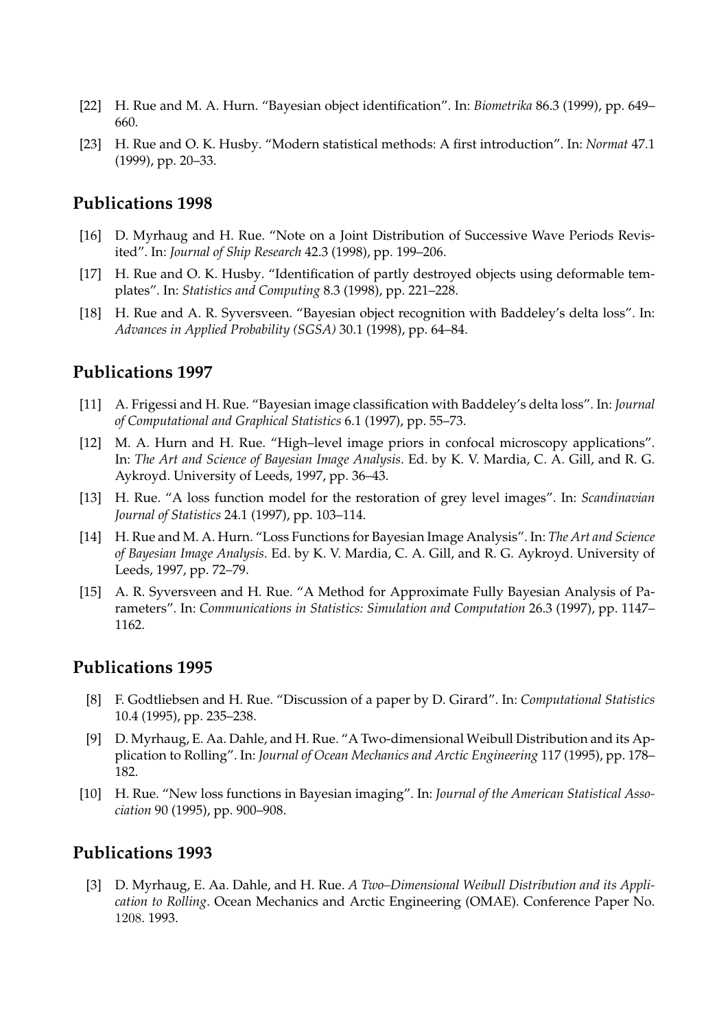[22] H. Rue and M. A. Hurn. “Bayesian object identification”. In: *Biometrika* 86.3 (1999), pp. 649–660.

[23] H. Rue and O. K. Husby. “Modern statistical methods: A first introduction”. In: *Normat* 47.1 (1999), pp. 20–33.

## Publications 1998

[16] D. Myrhaug and H. Rue. “Note on a Joint Distribution of Successive Wave Periods Revisited”. In: *Journal of Ship Research* 42.3 (1998), pp. 199–206.

[17] H. Rue and O. K. Husby. “Identification of partly destroyed objects using deformable templates”. In: *Statistics and Computing* 8.3 (1998), pp. 221–228.

[18] H. Rue and A. R. Syversveen. “Bayesian object recognition with Baddeley’s delta loss”. In: *Advances in Applied Probability (SGSA)* 30.1 (1998), pp. 64–84.

## Publications 1997

[11] A. Frigessi and H. Rue. “Bayesian image classification with Baddeley’s delta loss”. In: *Journal of Computational and Graphical Statistics* 6.1 (1997), pp. 55–73.

[12] M. A. Hurn and H. Rue. “High–level image priors in confocal microscopy applications”. In: *The Art and Science of Bayesian Image Analysis*. Ed. by K. V. Mardia, C. A. Gill, and R. G. Aykroyd. University of Leeds, 1997, pp. 36–43.

[13] H. Rue. “A loss function model for the restoration of grey level images”. In: *Scandinavian Journal of Statistics* 24.1 (1997), pp. 103–114.

[14] H. Rue and M. A. Hurn. “Loss Functions for Bayesian Image Analysis”. In: *The Art and Science of Bayesian Image Analysis*. Ed. by K. V. Mardia, C. A. Gill, and R. G. Aykroyd. University of Leeds, 1997, pp. 72–79.

[15] A. R. Syversveen and H. Rue. “A Method for Approximate Fully Bayesian Analysis of Parameters”. In: *Communications in Statistics: Simulation and Computation* 26.3 (1997), pp. 1147–1162.

## Publications 1995

[8] F. Godtliebsen and H. Rue. “Discussion of a paper by D. Girard”. In: *Computational Statistics* 10.4 (1995), pp. 235–238.

[9] D. Myrhaug, E. Aa. Dahle, and H. Rue. “A Two-dimensional Weibull Distribution and its Application to Rolling”. In: *Journal of Ocean Mechanics and Arctic Engineering* 117 (1995), pp. 178–182.

[10] H. Rue. “New loss functions in Bayesian imaging”. In: *Journal of the American Statistical Association* 90 (1995), pp. 900–908.

## Publications 1993

[3] D. Myrhaug, E. Aa. Dahle, and H. Rue. *A Two–Dimensional Weibull Distribution and its Application to Rolling*. Ocean Mechanics and Arctic Engineering (OMAE). Conference Paper No. 1208. 1993.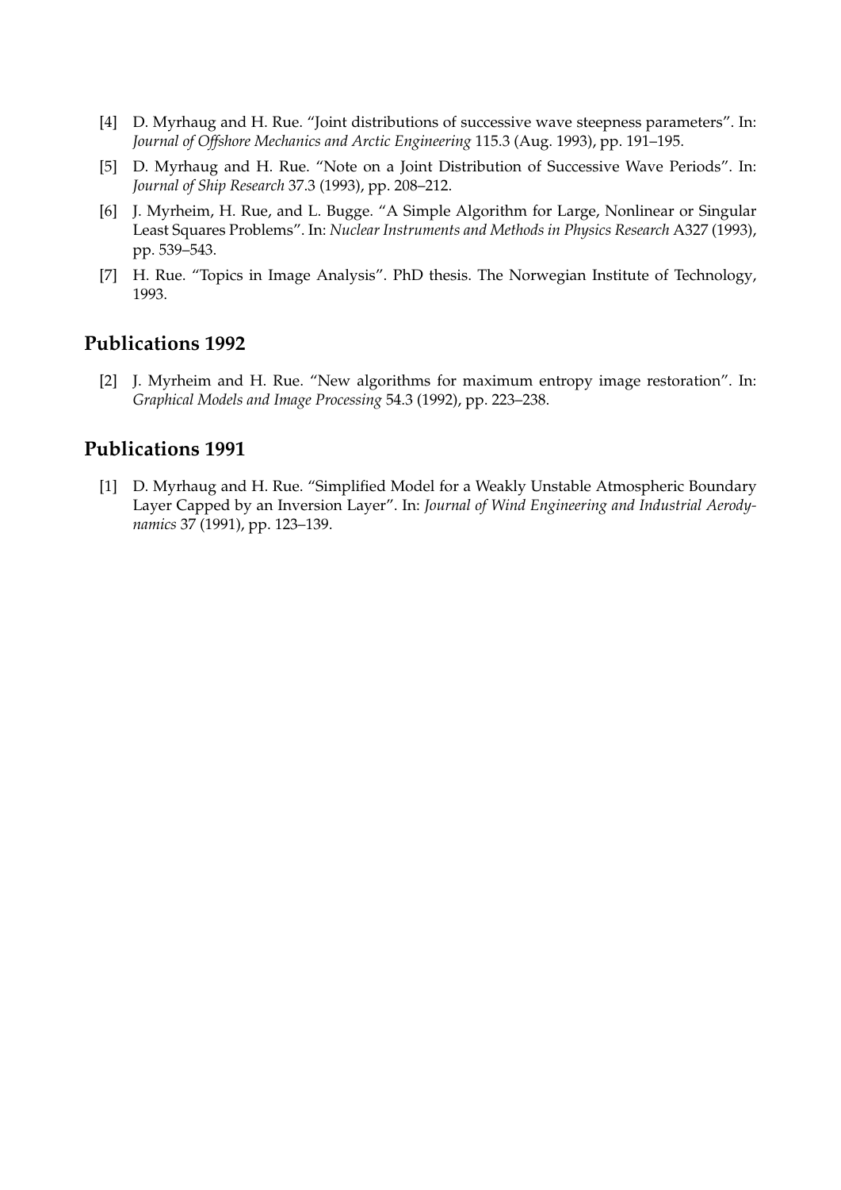[4] D. Myrhaug and H. Rue. "Joint distributions of successive wave steepness parameters". In: *Journal of Offshore Mechanics and Arctic Engineering* 115.3 (Aug. 1993), pp. 191–195.

[5] D. Myrhaug and H. Rue. "Note on a Joint Distribution of Successive Wave Periods". In: *Journal of Ship Research* 37.3 (1993), pp. 208–212.

[6] J. Myrheim, H. Rue, and L. Bugge. "A Simple Algorithm for Large, Nonlinear or Singular Least Squares Problems". In: *Nuclear Instruments and Methods in Physics Research* A327 (1993), pp. 539–543.

[7] H. Rue. "Topics in Image Analysis". PhD thesis. The Norwegian Institute of Technology, 1993.

## Publications 1992

[2] J. Myrheim and H. Rue. "New algorithms for maximum entropy image restoration". In: *Graphical Models and Image Processing* 54.3 (1992), pp. 223–238.

## Publications 1991

[1] D. Myrhaug and H. Rue. "Simplified Model for a Weakly Unstable Atmospheric Boundary Layer Capped by an Inversion Layer". In: *Journal of Wind Engineering and Industrial Aerodynamics* 37 (1991), pp. 123–139.